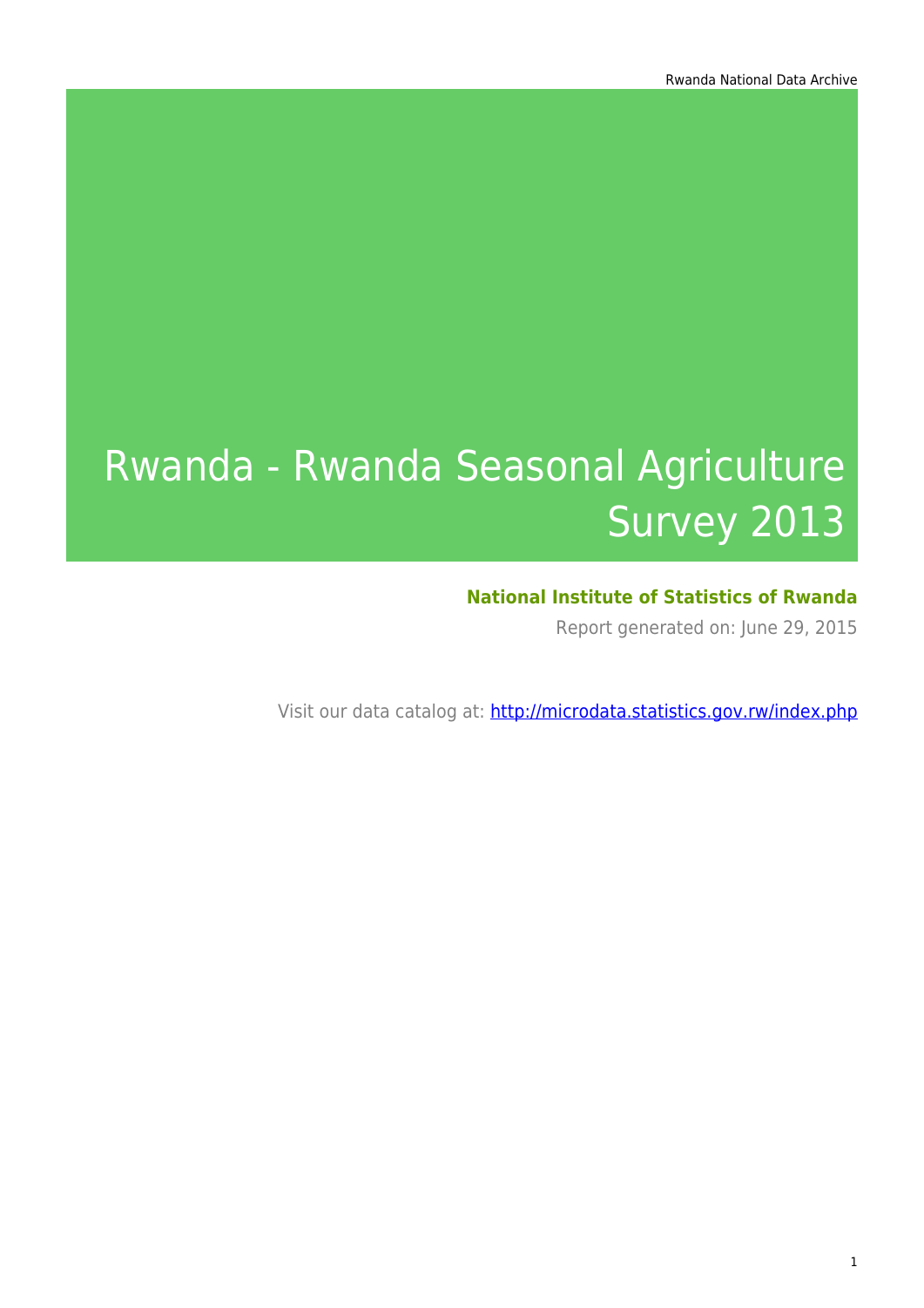# Rwanda - Rwanda Seasonal Agriculture Survey 2013

**National Institute of Statistics of Rwanda**

Report generated on: June 29, 2015

Visit our data catalog at: http://microdata.statistics.gov.rw/index.php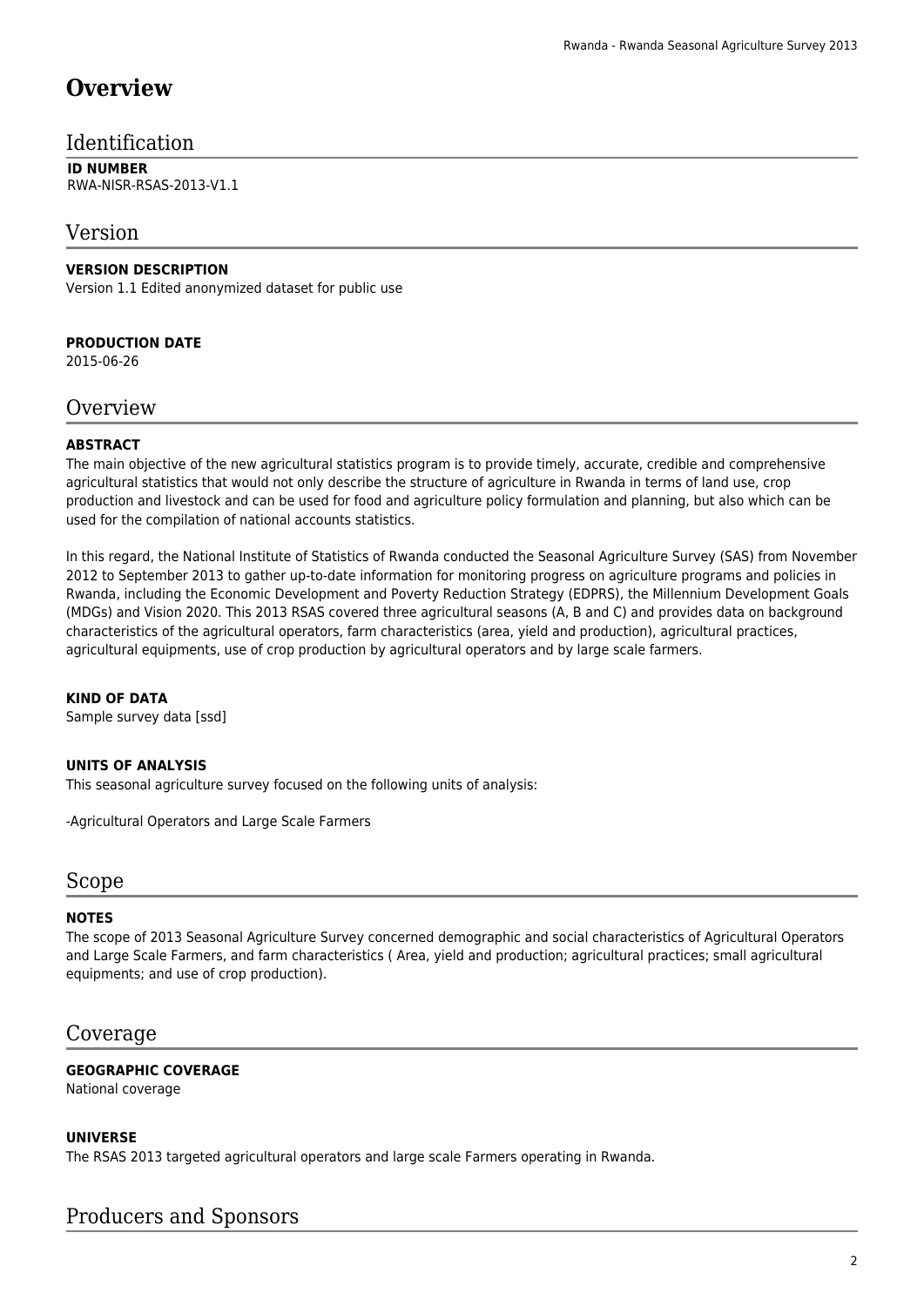# Overview

## Identification

**ID NUMBER**
RWA-NISR-RSAS-2013-V1.1

## Version

**VERSION DESCRIPTION**
Version 1.1 Edited anonymized dataset for public use

**PRODUCTION DATE**
2015-06-26

## Overview

**ABSTRACT**
The main objective of the new agricultural statistics program is to provide timely, accurate, credible and comprehensive agricultural statistics that would not only describe the structure of agriculture in Rwanda in terms of land use, crop production and livestock and can be used for food and agriculture policy formulation and planning, but also which can be used for the compilation of national accounts statistics.

In this regard, the National Institute of Statistics of Rwanda conducted the Seasonal Agriculture Survey (SAS) from November 2012 to September 2013 to gather up-to-date information for monitoring progress on agriculture programs and policies in Rwanda, including the Economic Development and Poverty Reduction Strategy (EDPRS), the Millennium Development Goals (MDGs) and Vision 2020. This 2013 RSAS covered three agricultural seasons (A, B and C) and provides data on background characteristics of the agricultural operators, farm characteristics (area, yield and production), agricultural practices, agricultural equipments, use of crop production by agricultural operators and by large scale farmers.

**KIND OF DATA**
Sample survey data [ssd]

**UNITS OF ANALYSIS**
This seasonal agriculture survey focused on the following units of analysis:

-Agricultural Operators and Large Scale Farmers

## Scope

**NOTES**
The scope of 2013 Seasonal Agriculture Survey concerned demographic and social characteristics of Agricultural Operators and Large Scale Farmers, and farm characteristics ( Area, yield and production; agricultural practices; small agricultural equipments; and use of crop production).

## Coverage

**GEOGRAPHIC COVERAGE**
National coverage

**UNIVERSE**
The RSAS 2013 targeted agricultural operators and large scale Farmers operating in Rwanda.

## Producers and Sponsors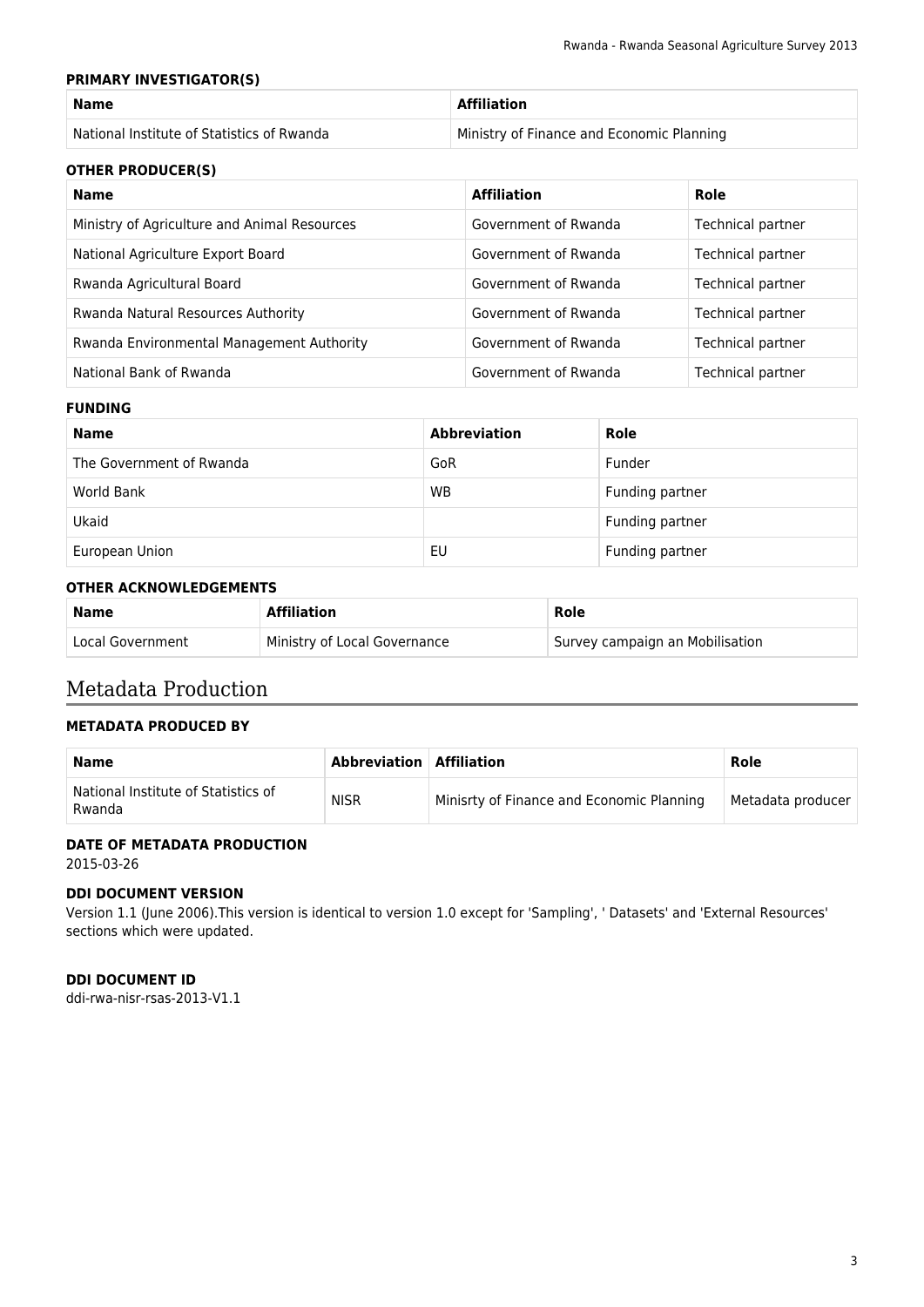#### PRIMARY INVESTIGATOR(S)

| Name | Affiliation |
| --- | --- |
| National Institute of Statistics of Rwanda | Ministry of Finance and Economic Planning |

#### OTHER PRODUCER(S)

| Name | Affiliation | Role |
| --- | --- | --- |
| Ministry of Agriculture and Animal Resources | Government of Rwanda | Technical partner |
| National Agriculture Export Board | Government of Rwanda | Technical partner |
| Rwanda Agricultural Board | Government of Rwanda | Technical partner |
| Rwanda Natural Resources Authority | Government of Rwanda | Technical partner |
| Rwanda Environmental Management Authority | Government of Rwanda | Technical partner |
| National Bank of Rwanda | Government of Rwanda | Technical partner |

#### FUNDING

| Name | Abbreviation | Role |
| --- | --- | --- |
| The Government of Rwanda | GoR | Funder |
| World Bank | WB | Funding partner |
| Ukaid | | Funding partner |
| European Union | EU | Funding partner |

#### OTHER ACKNOWLEDGEMENTS

| Name | Affiliation | Role |
| --- | --- | --- |
| Local Government | Ministry of Local Governance | Survey campaign an Mobilisation |

## Metadata Production

#### METADATA PRODUCED BY

| Name | Abbreviation | Affiliation | Role |
| --- | --- | --- | --- |
| National Institute of Statistics of Rwanda | NISR | Minisrty of Finance and Economic Planning | Metadata producer |

#### DATE OF METADATA PRODUCTION

2015-03-26

#### DDI DOCUMENT VERSION

Version 1.1 (June 2006).This version is identical to version 1.0 except for 'Sampling', ' Datasets' and 'External Resources' sections which were updated.

#### DDI DOCUMENT ID

ddi-rwa-nisr-rsas-2013-V1.1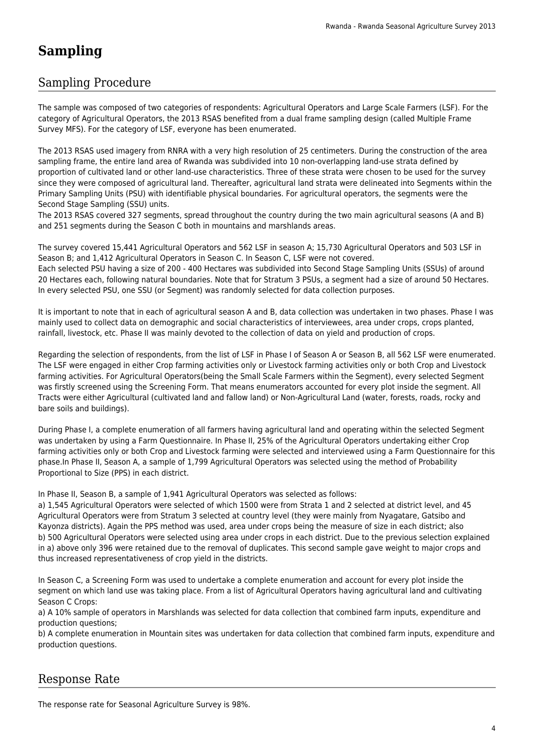# Sampling

## Sampling Procedure

The sample was composed of two categories of respondents: Agricultural Operators and Large Scale Farmers (LSF). For the category of Agricultural Operators, the 2013 RSAS benefited from a dual frame sampling design (called Multiple Frame Survey MFS). For the category of LSF, everyone has been enumerated.

The 2013 RSAS used imagery from RNRA with a very high resolution of 25 centimeters. During the construction of the area sampling frame, the entire land area of Rwanda was subdivided into 10 non-overlapping land-use strata defined by proportion of cultivated land or other land-use characteristics. Three of these strata were chosen to be used for the survey since they were composed of agricultural land. Thereafter, agricultural land strata were delineated into Segments within the Primary Sampling Units (PSU) with identifiable physical boundaries. For agricultural operators, the segments were the Second Stage Sampling (SSU) units.
The 2013 RSAS covered 327 segments, spread throughout the country during the two main agricultural seasons (A and B) and 251 segments during the Season C both in mountains and marshlands areas.

The survey covered 15,441 Agricultural Operators and 562 LSF in season A; 15,730 Agricultural Operators and 503 LSF in Season B; and 1,412 Agricultural Operators in Season C. In Season C, LSF were not covered.
Each selected PSU having a size of 200 - 400 Hectares was subdivided into Second Stage Sampling Units (SSUs) of around 20 Hectares each, following natural boundaries. Note that for Stratum 3 PSUs, a segment had a size of around 50 Hectares. In every selected PSU, one SSU (or Segment) was randomly selected for data collection purposes.

It is important to note that in each of agricultural season A and B, data collection was undertaken in two phases. Phase I was mainly used to collect data on demographic and social characteristics of interviewees, area under crops, crops planted, rainfall, livestock, etc. Phase II was mainly devoted to the collection of data on yield and production of crops.

Regarding the selection of respondents, from the list of LSF in Phase I of Season A or Season B, all 562 LSF were enumerated. The LSF were engaged in either Crop farming activities only or Livestock farming activities only or both Crop and Livestock farming activities. For Agricultural Operators(being the Small Scale Farmers within the Segment), every selected Segment was firstly screened using the Screening Form. That means enumerators accounted for every plot inside the segment. All Tracts were either Agricultural (cultivated land and fallow land) or Non-Agricultural Land (water, forests, roads, rocky and bare soils and buildings).

During Phase I, a complete enumeration of all farmers having agricultural land and operating within the selected Segment was undertaken by using a Farm Questionnaire. In Phase II, 25% of the Agricultural Operators undertaking either Crop farming activities only or both Crop and Livestock farming were selected and interviewed using a Farm Questionnaire for this phase.In Phase II, Season A, a sample of 1,799 Agricultural Operators was selected using the method of Probability Proportional to Size (PPS) in each district.

In Phase II, Season B, a sample of 1,941 Agricultural Operators was selected as follows:
a) 1,545 Agricultural Operators were selected of which 1500 were from Strata 1 and 2 selected at district level, and 45 Agricultural Operators were from Stratum 3 selected at country level (they were mainly from Nyagatare, Gatsibo and Kayonza districts). Again the PPS method was used, area under crops being the measure of size in each district; also
b) 500 Agricultural Operators were selected using area under crops in each district. Due to the previous selection explained in a) above only 396 were retained due to the removal of duplicates. This second sample gave weight to major crops and thus increased representativeness of crop yield in the districts.

In Season C, a Screening Form was used to undertake a complete enumeration and account for every plot inside the segment on which land use was taking place. From a list of Agricultural Operators having agricultural land and cultivating Season C Crops:
a) A 10% sample of operators in Marshlands was selected for data collection that combined farm inputs, expenditure and production questions;
b) A complete enumeration in Mountain sites was undertaken for data collection that combined farm inputs, expenditure and production questions.

## Response Rate

The response rate for Seasonal Agriculture Survey is 98%.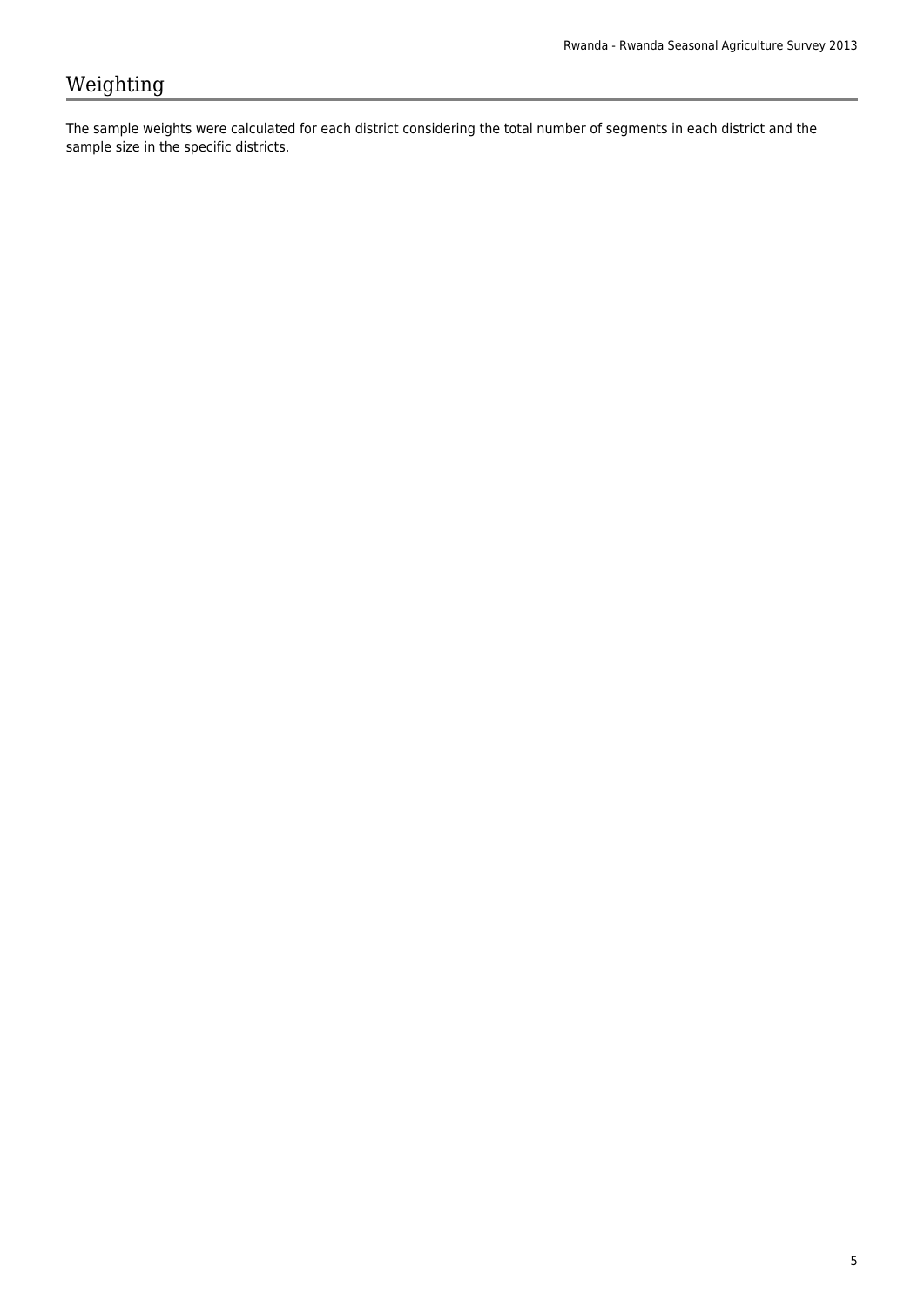# Weighting

The sample weights were calculated for each district considering the total number of segments in each district and the sample size in the specific districts.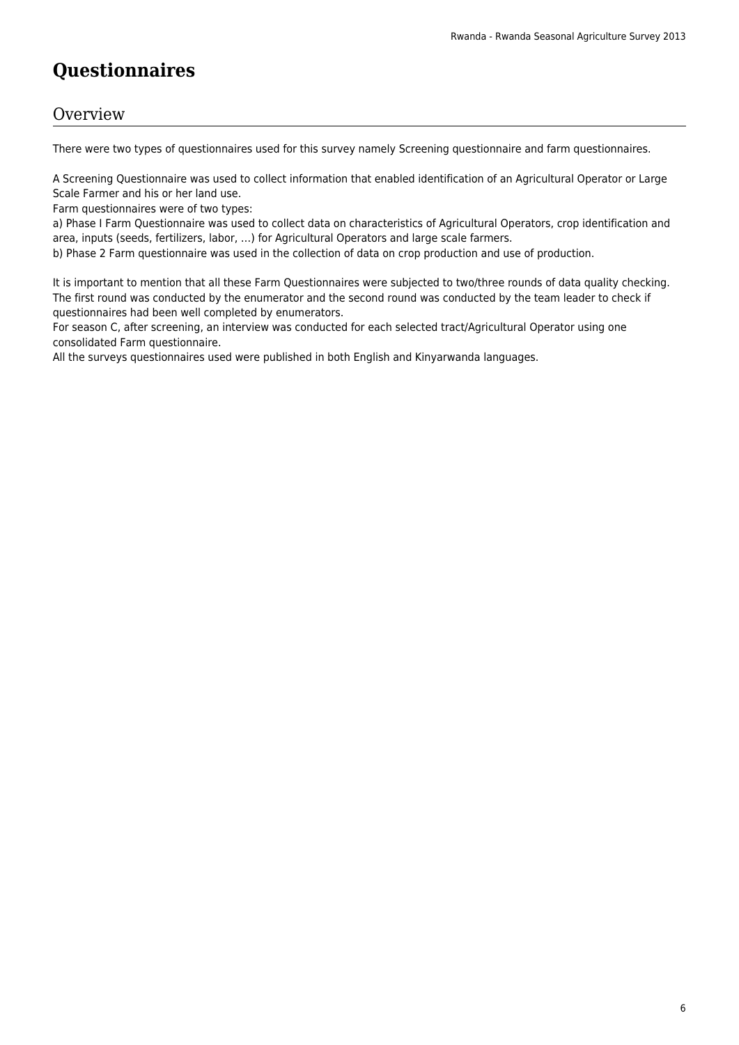# Questionnaires

## Overview

There were two types of questionnaires used for this survey namely Screening questionnaire and farm questionnaires.

A Screening Questionnaire was used to collect information that enabled identification of an Agricultural Operator or Large Scale Farmer and his or her land use.
Farm questionnaires were of two types:
a) Phase I Farm Questionnaire was used to collect data on characteristics of Agricultural Operators, crop identification and area, inputs (seeds, fertilizers, labor, ...) for Agricultural Operators and large scale farmers.
b) Phase 2 Farm questionnaire was used in the collection of data on crop production and use of production.

It is important to mention that all these Farm Questionnaires were subjected to two/three rounds of data quality checking. The first round was conducted by the enumerator and the second round was conducted by the team leader to check if questionnaires had been well completed by enumerators.
For season C, after screening, an interview was conducted for each selected tract/Agricultural Operator using one consolidated Farm questionnaire.
All the surveys questionnaires used were published in both English and Kinyarwanda languages.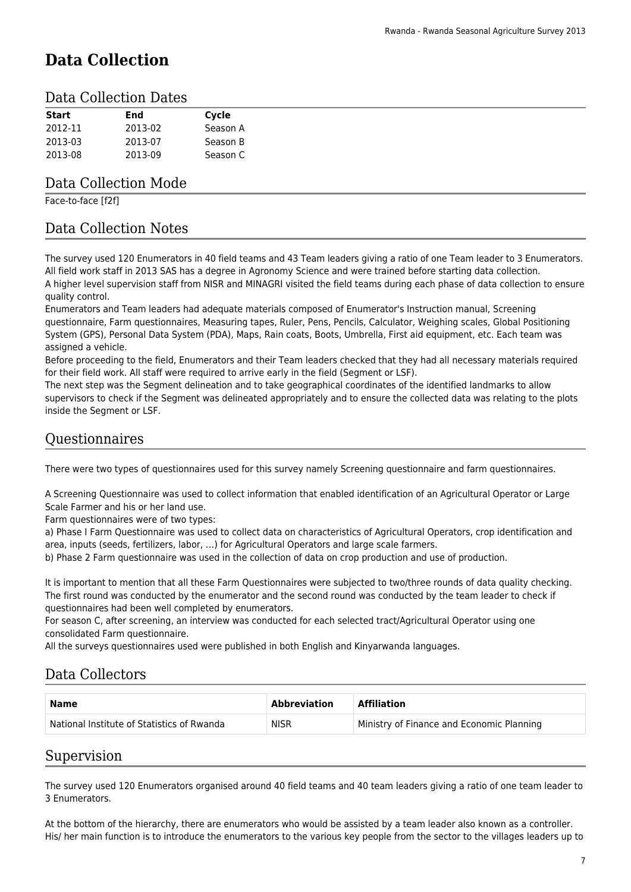# Data Collection

## Data Collection Dates

| Start | End | Cycle |
|---|---|---|
| 2012-11 | 2013-02 | Season A |
| 2013-03 | 2013-07 | Season B |
| 2013-08 | 2013-09 | Season C |

## Data Collection Mode

Face-to-face [f2f]

## Data Collection Notes

The survey used 120 Enumerators in 40 field teams and 43 Team leaders giving a ratio of one Team leader to 3 Enumerators. All field work staff in 2013 SAS has a degree in Agronomy Science and were trained before starting data collection.
A higher level supervision staff from NISR and MINAGRI visited the field teams during each phase of data collection to ensure quality control.
Enumerators and Team leaders had adequate materials composed of Enumerator's Instruction manual, Screening questionnaire, Farm questionnaires, Measuring tapes, Ruler, Pens, Pencils, Calculator, Weighing scales, Global Positioning System (GPS), Personal Data System (PDA), Maps, Rain coats, Boots, Umbrella, First aid equipment, etc. Each team was assigned a vehicle.
Before proceeding to the field, Enumerators and their Team leaders checked that they had all necessary materials required for their field work. All staff were required to arrive early in the field (Segment or LSF).
The next step was the Segment delineation and to take geographical coordinates of the identified landmarks to allow supervisors to check if the Segment was delineated appropriately and to ensure the collected data was relating to the plots inside the Segment or LSF.

## Questionnaires

There were two types of questionnaires used for this survey namely Screening questionnaire and farm questionnaires.

A Screening Questionnaire was used to collect information that enabled identification of an Agricultural Operator or Large Scale Farmer and his or her land use.
Farm questionnaires were of two types:
a) Phase I Farm Questionnaire was used to collect data on characteristics of Agricultural Operators, crop identification and area, inputs (seeds, fertilizers, labor, ...) for Agricultural Operators and large scale farmers.
b) Phase 2 Farm questionnaire was used in the collection of data on crop production and use of production.

It is important to mention that all these Farm Questionnaires were subjected to two/three rounds of data quality checking. The first round was conducted by the enumerator and the second round was conducted by the team leader to check if questionnaires had been well completed by enumerators.
For season C, after screening, an interview was conducted for each selected tract/Agricultural Operator using one consolidated Farm questionnaire.
All the surveys questionnaires used were published in both English and Kinyarwanda languages.

## Data Collectors

| Name | Abbreviation | Affiliation |
|---|---|---|
| National Institute of Statistics of Rwanda | NISR | Ministry of Finance and Economic Planning |

## Supervision

The survey used 120 Enumerators organised around 40 field teams and 40 team leaders giving a ratio of one team leader to 3 Enumerators.

At the bottom of the hierarchy, there are enumerators who would be assisted by a team leader also known as a controller. His/ her main function is to introduce the enumerators to the various key people from the sector to the villages leaders up to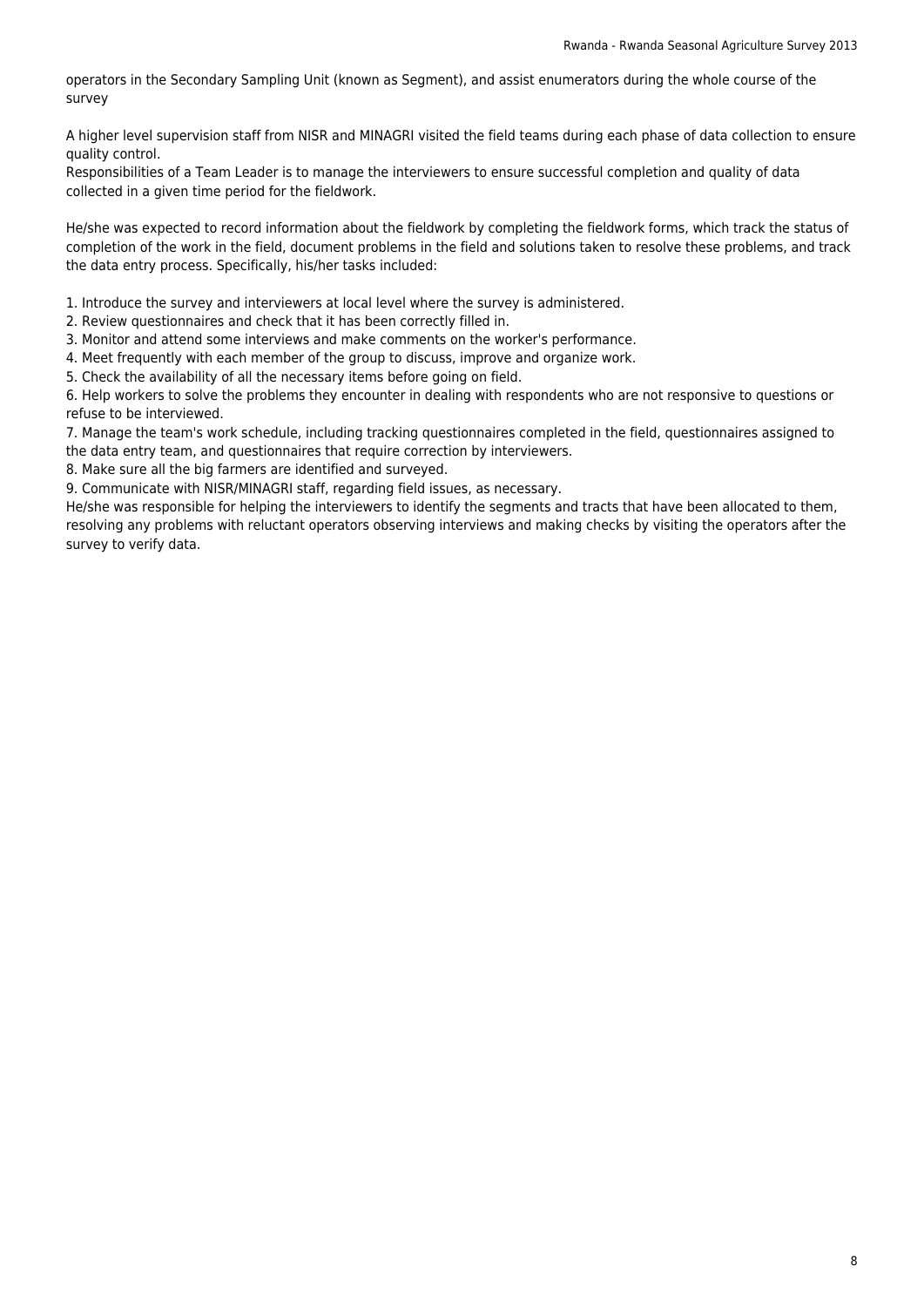operators in the Secondary Sampling Unit (known as Segment), and assist enumerators during the whole course of the survey

A higher level supervision staff from NISR and MINAGRI visited the field teams during each phase of data collection to ensure quality control.
Responsibilities of a Team Leader is to manage the interviewers to ensure successful completion and quality of data collected in a given time period for the fieldwork.

He/she was expected to record information about the fieldwork by completing the fieldwork forms, which track the status of completion of the work in the field, document problems in the field and solutions taken to resolve these problems, and track the data entry process. Specifically, his/her tasks included:

1. Introduce the survey and interviewers at local level where the survey is administered.
2. Review questionnaires and check that it has been correctly filled in.
3. Monitor and attend some interviews and make comments on the worker's performance.
4. Meet frequently with each member of the group to discuss, improve and organize work.
5. Check the availability of all the necessary items before going on field.
6. Help workers to solve the problems they encounter in dealing with respondents who are not responsive to questions or refuse to be interviewed.
7. Manage the team's work schedule, including tracking questionnaires completed in the field, questionnaires assigned to the data entry team, and questionnaires that require correction by interviewers.
8. Make sure all the big farmers are identified and surveyed.
9. Communicate with NISR/MINAGRI staff, regarding field issues, as necessary.

He/she was responsible for helping the interviewers to identify the segments and tracts that have been allocated to them, resolving any problems with reluctant operators observing interviews and making checks by visiting the operators after the survey to verify data.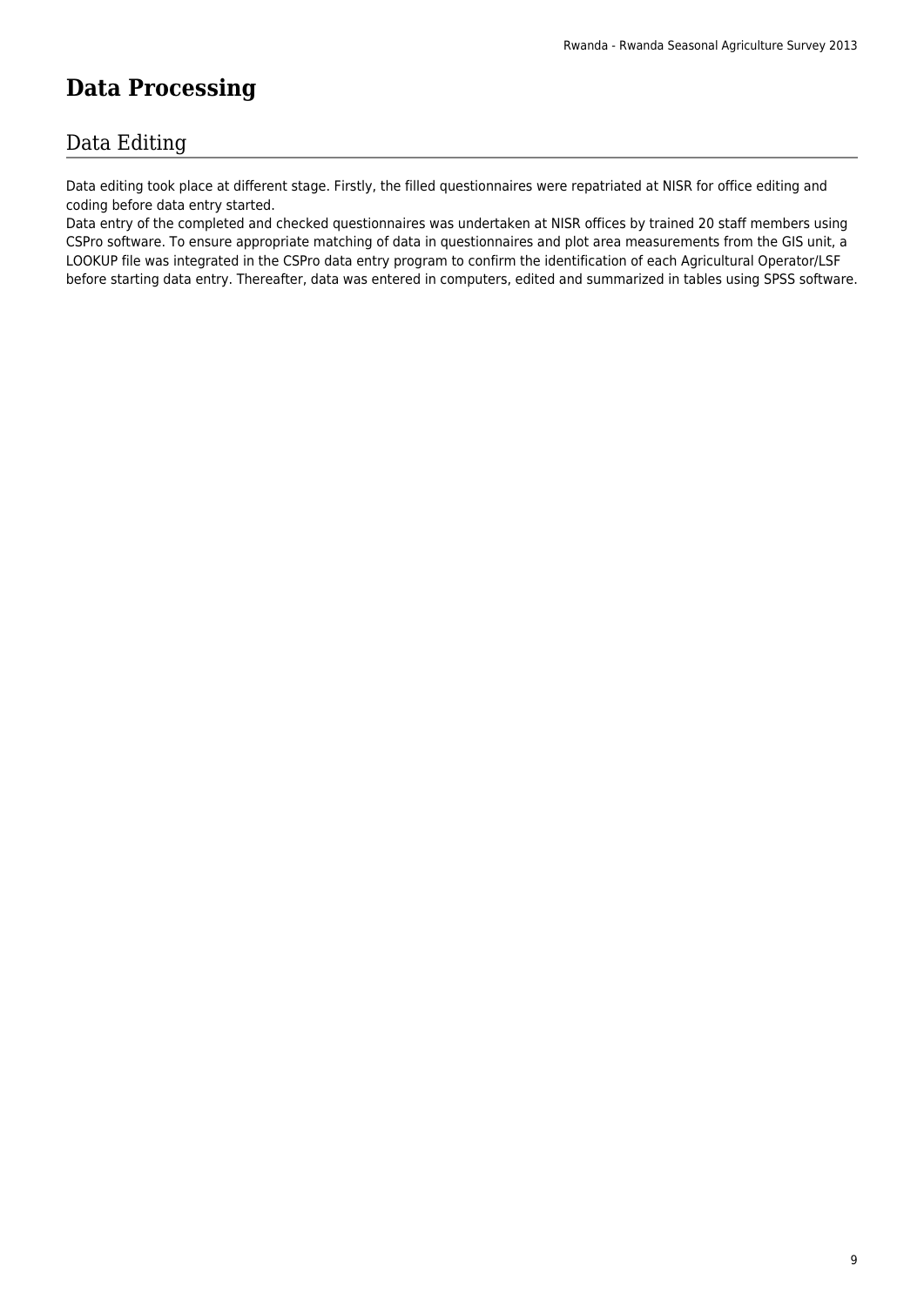# Data Processing

## Data Editing

Data editing took place at different stage. Firstly, the filled questionnaires were repatriated at NISR for office editing and coding before data entry started.
Data entry of the completed and checked questionnaires was undertaken at NISR offices by trained 20 staff members using CSPro software. To ensure appropriate matching of data in questionnaires and plot area measurements from the GIS unit, a LOOKUP file was integrated in the CSPro data entry program to confirm the identification of each Agricultural Operator/LSF before starting data entry. Thereafter, data was entered in computers, edited and summarized in tables using SPSS software.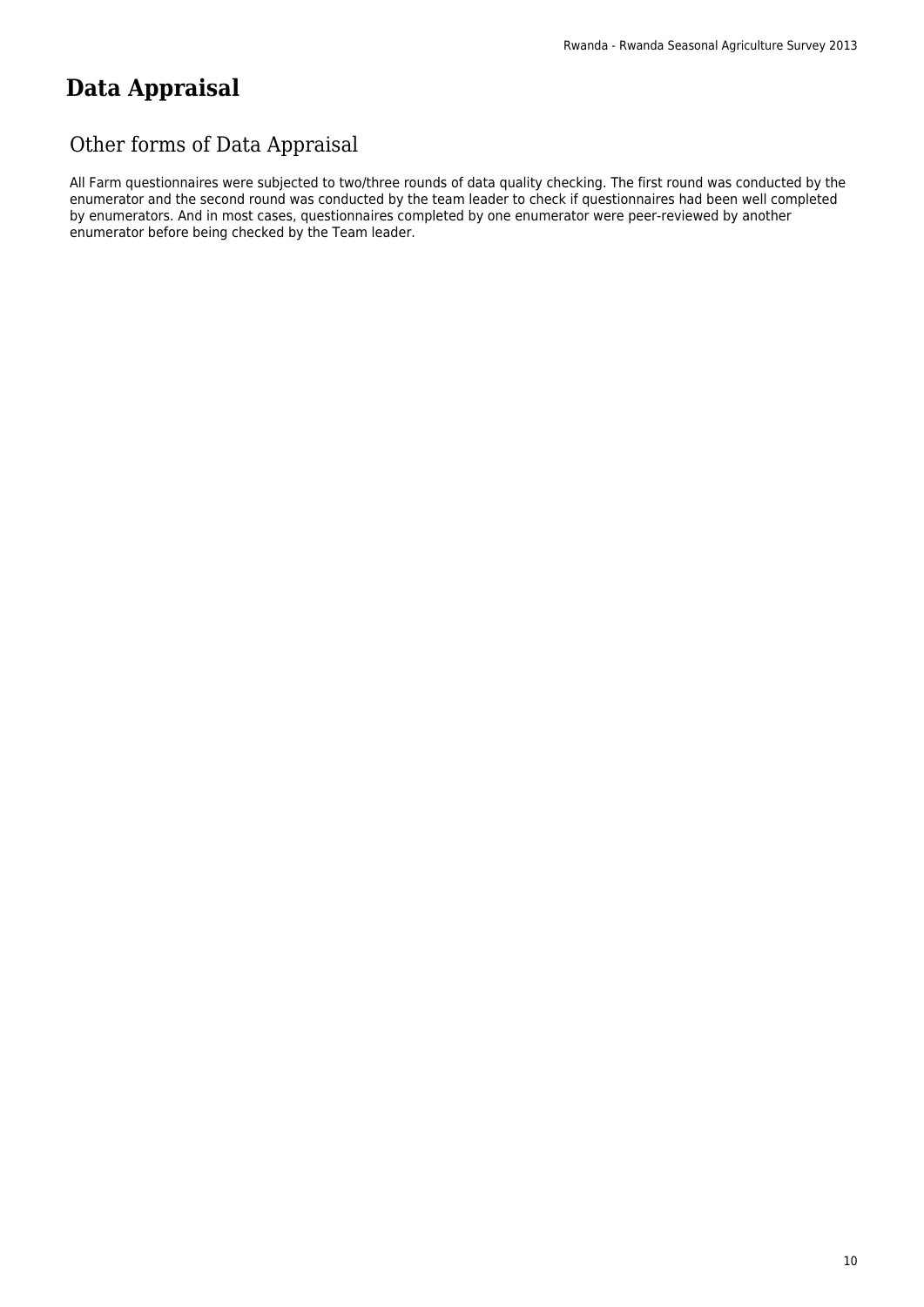# Data Appraisal

## Other forms of Data Appraisal

All Farm questionnaires were subjected to two/three rounds of data quality checking. The first round was conducted by the enumerator and the second round was conducted by the team leader to check if questionnaires had been well completed by enumerators. And in most cases, questionnaires completed by one enumerator were peer-reviewed by another enumerator before being checked by the Team leader.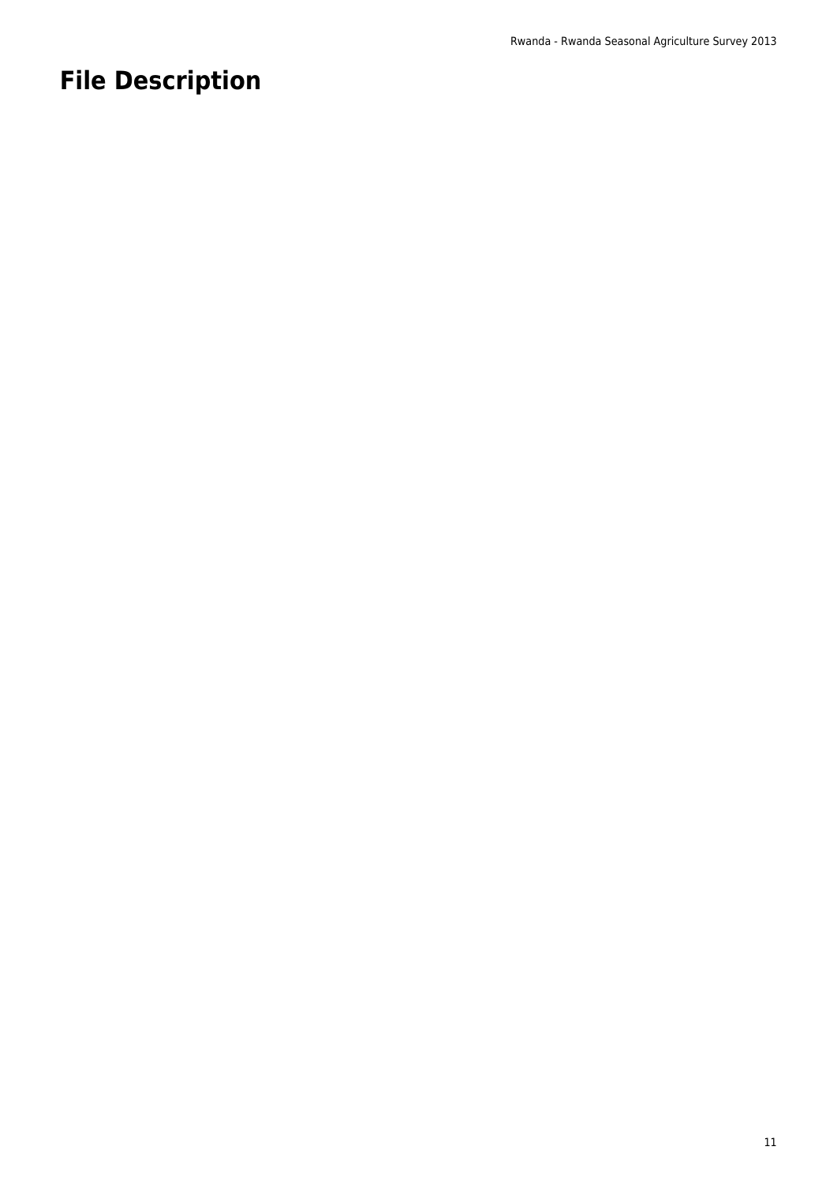# File Description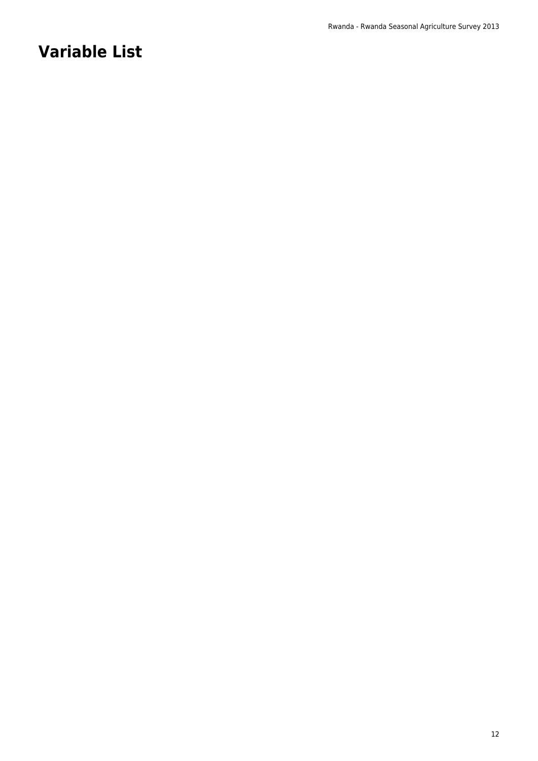# Variable List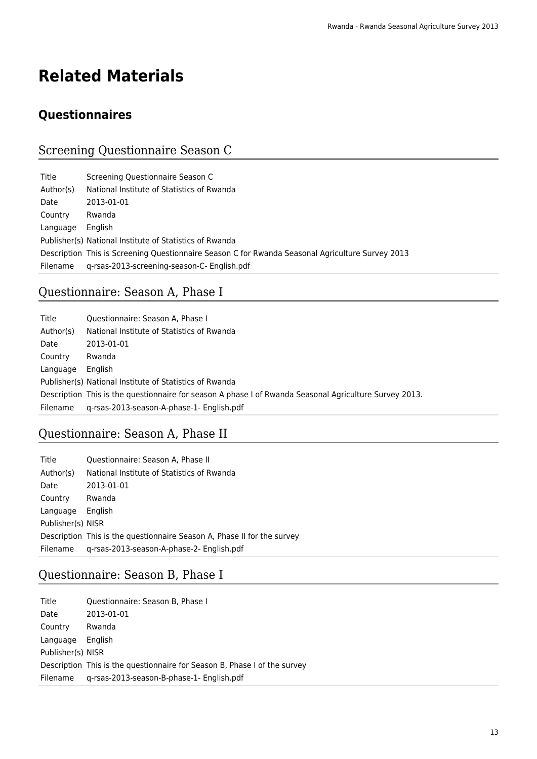# Related Materials

## Questionnaires

### Screening Questionnaire Season C

| | |
|---|---|
| Title | Screening Questionnaire Season C |
| Author(s) | National Institute of Statistics of Rwanda |
| Date | 2013-01-01 |
| Country | Rwanda |
| Language | English |
| Publisher(s) | National Institute of Statistics of Rwanda |
| Description | This is Screening Questionnaire Season C for Rwanda Seasonal Agriculture Survey 2013 |
| Filename | q-rsas-2013-screening-season-C- English.pdf |

### Questionnaire: Season A, Phase I

| | |
|---|---|
| Title | Questionnaire: Season A, Phase I |
| Author(s) | National Institute of Statistics of Rwanda |
| Date | 2013-01-01 |
| Country | Rwanda |
| Language | English |
| Publisher(s) | National Institute of Statistics of Rwanda |
| Description | This is the questionnaire for season A phase I of Rwanda Seasonal Agriculture Survey 2013. |
| Filename | q-rsas-2013-season-A-phase-1- English.pdf |

### Questionnaire: Season A, Phase II

| | |
|---|---|
| Title | Questionnaire: Season A, Phase II |
| Author(s) | National Institute of Statistics of Rwanda |
| Date | 2013-01-01 |
| Country | Rwanda |
| Language | English |
| Publisher(s) | NISR |
| Description | This is the questionnaire Season A, Phase II for the survey |
| Filename | q-rsas-2013-season-A-phase-2- English.pdf |

### Questionnaire: Season B, Phase I

| | |
|---|---|
| Title | Questionnaire: Season B, Phase I |
| Date | 2013-01-01 |
| Country | Rwanda |
| Language | English |
| Publisher(s) | NISR |
| Description | This is the questionnaire for Season B, Phase I of the survey |
| Filename | q-rsas-2013-season-B-phase-1- English.pdf |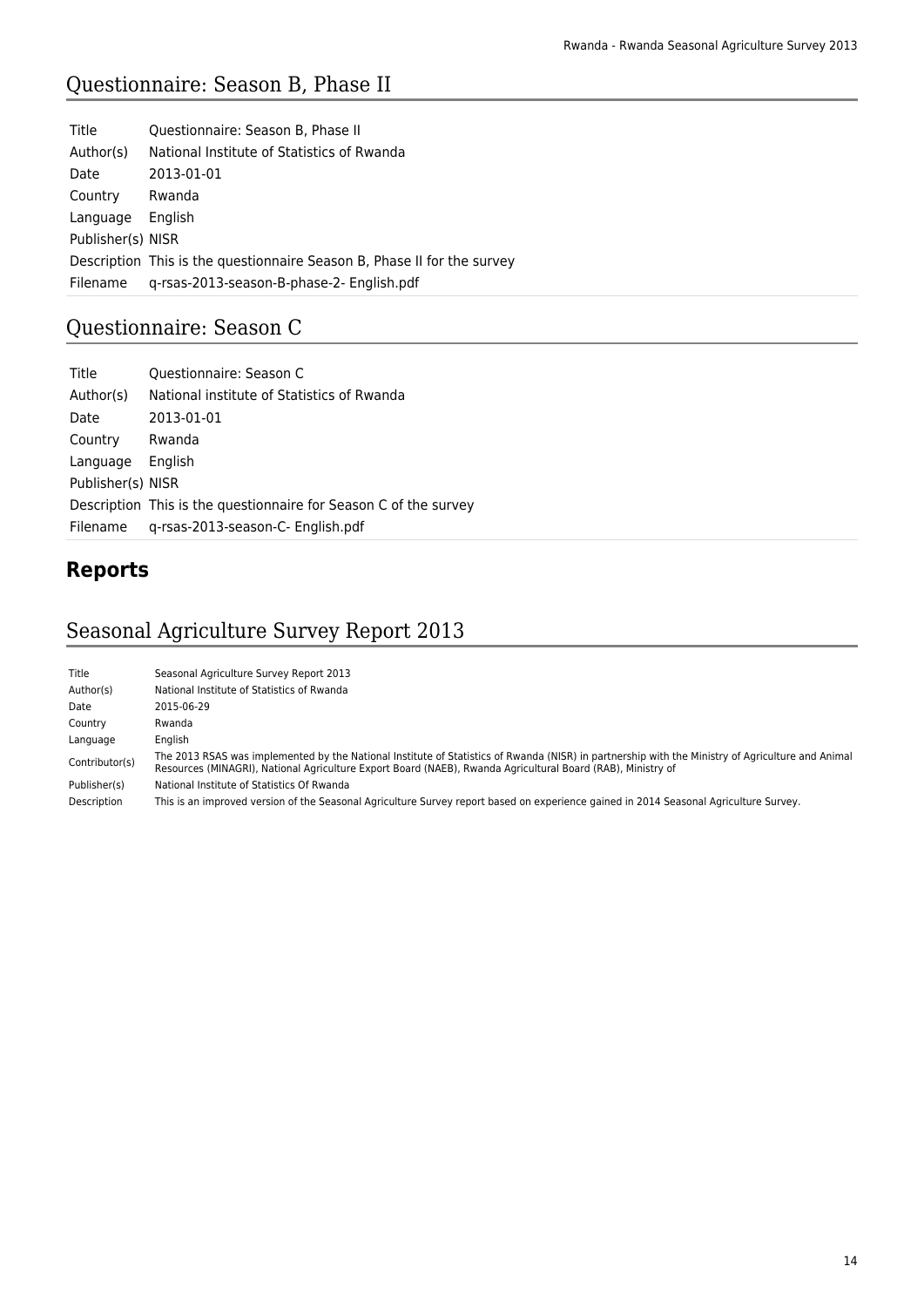## Questionnaire: Season B, Phase II

| | |
|---|---|
| Title | Questionnaire: Season B, Phase II |
| Author(s) | National Institute of Statistics of Rwanda |
| Date | 2013-01-01 |
| Country | Rwanda |
| Language | English |
| Publisher(s) | NISR |
| Description | This is the questionnaire Season B, Phase II for the survey |
| Filename | q-rsas-2013-season-B-phase-2- English.pdf |

## Questionnaire: Season C

| | |
|---|---|
| Title | Questionnaire: Season C |
| Author(s) | National institute of Statistics of Rwanda |
| Date | 2013-01-01 |
| Country | Rwanda |
| Language | English |
| Publisher(s) | NISR |
| Description | This is the questionnaire for Season C of the survey |
| Filename | q-rsas-2013-season-C- English.pdf |

# Reports

## Seasonal Agriculture Survey Report 2013

| | |
|---|---|
| Title | Seasonal Agriculture Survey Report 2013 |
| Author(s) | National Institute of Statistics of Rwanda |
| Date | 2015-06-29 |
| Country | Rwanda |
| Language | English |
| Contributor(s) | The 2013 RSAS was implemented by the National Institute of Statistics of Rwanda (NISR) in partnership with the Ministry of Agriculture and Animal Resources (MINAGRI), National Agriculture Export Board (NAEB), Rwanda Agricultural Board (RAB), Ministry of |
| Publisher(s) | National Institute of Statistics Of Rwanda |
| Description | This is an improved version of the Seasonal Agriculture Survey report based on experience gained in 2014 Seasonal Agriculture Survey. |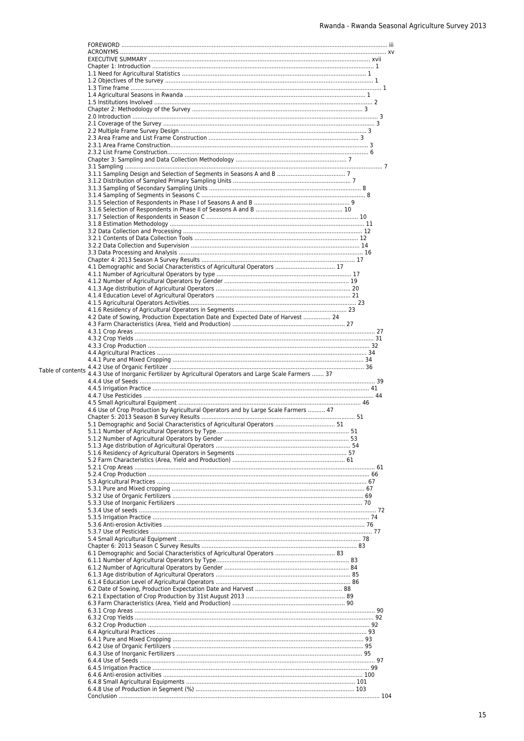# Table of contents

FOREWORD ........................................................................ iii
ACRONYMS ........................................................................ xv
EXECUTIVE SUMMARY ........................................................................ xvii
Chapter 1: Introduction ........................................................................ 1
1.1 Need for Agricultural Statistics ........................................................................ 1
1.2 Objectives of the survey ........................................................................ 1
1.3 Time frame ........................................................................ 1
1.4 Agricultural Seasons in Rwanda ........................................................................ 1
1.5 Institutions Involved ........................................................................ 2
Chapter 2: Methodology of the Survey ........................................................................ 3
2.0 Introduction ........................................................................ 3
2.1 Coverage of the Survey ........................................................................ 3
2.2 Multiple Frame Survey Design ........................................................................ 3
2.3 Area Frame and List Frame Construction ........................................................................ 3
2.3.1 Area Frame Construction ........................................................................ 3
2.3.2 List Frame Construction ........................................................................ 6
Chapter 3: Sampling and Data Collection Methodology ........................................................................ 7
3.1 Sampling ........................................................................ 7
3.1.1 Sampling Design and Selection of Segments in Seasons A and B ........................................................................ 7
3.1.2 Distribution of Sampled Primary Sampling Units ........................................................................ 7
3.1.3 Sampling of Secondary Sampling Units ........................................................................ 8
3.1.4 Sampling of Segments in Seasons C ........................................................................ 8
3.1.5 Selection of Respondents in Phase I of Seasons A and B ........................................................................ 9
3.1.6 Selection of Respondents in Phase II of Seasons A and B ........................................................................ 10
3.1.7 Selection of Respondents in Season C ........................................................................ 10
3.1.8 Estimation Methodology ........................................................................ 11
3.2 Data Collection and Processing ........................................................................ 12
3.2.1 Contents of Data Collection Tools ........................................................................ 12
3.2.2 Data Collection and Supervision ........................................................................ 14
3.3 Data Processing and Analysis ........................................................................ 16
Chapter 4: 2013 Season A Survey Results ........................................................................ 17
4.1 Demographic and Social Characteristics of Agricultural Operators ........................................................................ 17
4.1.1 Number of Agricultural Operators by type ........................................................................ 17
4.1.2 Number of Agricultural Operators by Gender ........................................................................ 19
4.1.3 Age distribution of Agricultural Operators ........................................................................ 20
4.1.4 Education Level of Agricultural Operators ........................................................................ 21
4.1.5 Agricultural Operators Activities ........................................................................ 23
4.1.6 Residency of Agricultural Operators in Segments ........................................................................ 23
4.2 Date of Sowing, Production Expectation Date and Expected Date of Harvest ........................................................................ 24
4.3 Farm Characteristics (Area, Yield and Production) ........................................................................ 27
4.3.1 Crop Areas ........................................................................ 27
4.3.2 Crop Yields ........................................................................ 31
4.3.3 Crop Production ........................................................................ 32
4.4 Agricultural Practices ........................................................................ 34
4.4.1 Pure and Mixed Cropping ........................................................................ 34
4.4.2 Use of Organic Fertilizer ........................................................................ 36
4.4.3 Use of Inorganic Fertilizer by Agricultural Operators and Large Scale Farmers ....... 37
4.4.4 Use of Seeds ........................................................................ 39
4.4.5 Irrigation Practice ........................................................................ 41
4.4.7 Use Pesticides ........................................................................ 44
4.5 Small Agricultural Equipment ........................................................................ 46
4.6 Use of Crop Production by Agricultural Operators and by Large Scale Farmers .......... 47
Chapter 5: 2013 Season B Survey Results ........................................................................ 51
5.1 Demographic and Social Characteristics of Agricultural Operators ........................................................................ 51
5.1.1 Number of Agricultural Operators by Type ........................................................................ 51
5.1.2 Number of Agricultural Operators by Gender ........................................................................ 53
5.1.3 Age distribution of Agricultural Operators ........................................................................ 54
5.1.6 Residency of Agricultural Operators in Segments ........................................................................ 57
5.2 Farm Characteristics (Area, Yield and Production) ........................................................................ 61
5.2.1 Crop Areas ........................................................................ 61
5.2.4 Crop Production ........................................................................ 66
5.3 Agricultural Practices ........................................................................ 67
5.3.1 Pure and Mixed cropping ........................................................................ 67
5.3.2 Use of Organic Fertilizers ........................................................................ 69
5.3.3 Use of Inorganic Fertilizers ........................................................................ 70
5.3.4 Use of seeds ........................................................................ 72
5.3.5 Irrigation Practice ........................................................................ 74
5.3.6 Anti-erosion Activities ........................................................................ 76
5.3.7 Use of Pesticides ........................................................................ 77
5.4 Small Agricultural Equipment ........................................................................ 78
Chapter 6: 2013 Season C Survey Results ........................................................................ 83
6.1 Demographic and Social Characteristics of Agricultural Operators ........................................................................ 83
6.1.1 Number of Agricultural Operators by Type ........................................................................ 83
6.1.2 Number of Agricultural Operators by Gender ........................................................................ 84
6.1.3 Age distribution of Agricultural Operators ........................................................................ 85
6.1.4 Education Level of Agricultural Operators ........................................................................ 86
6.2 Date of Sowing, Production Expectation Date and Harvest ........................................................................ 88
6.2.1 Expectation of Crop Production by 31st August 2013 ........................................................................ 89
6.3 Farm Characteristics (Area, Yield and Production) ........................................................................ 90
6.3.1 Crop Areas ........................................................................ 90
6.3.2 Crop Yields ........................................................................ 92
6.3.2 Crop Production ........................................................................ 92
6.4 Agricultural Practices ........................................................................ 93
6.4.1 Pure and Mixed Cropping ........................................................................ 93
6.4.2 Use of Organic Fertilizers ........................................................................ 95
6.4.3 Use of Inorganic Fertilizers ........................................................................ 95
6.4.4 Use of Seeds ........................................................................ 97
6.4.5 Irrigation Practice ........................................................................ 99
6.4.6 Anti-erosion activities ........................................................................ 100
6.4.8 Small Agricultural Equipments ........................................................................ 101
6.4.8 Use of Production in Segment (%) ........................................................................ 103
Conclusion ........................................................................ 104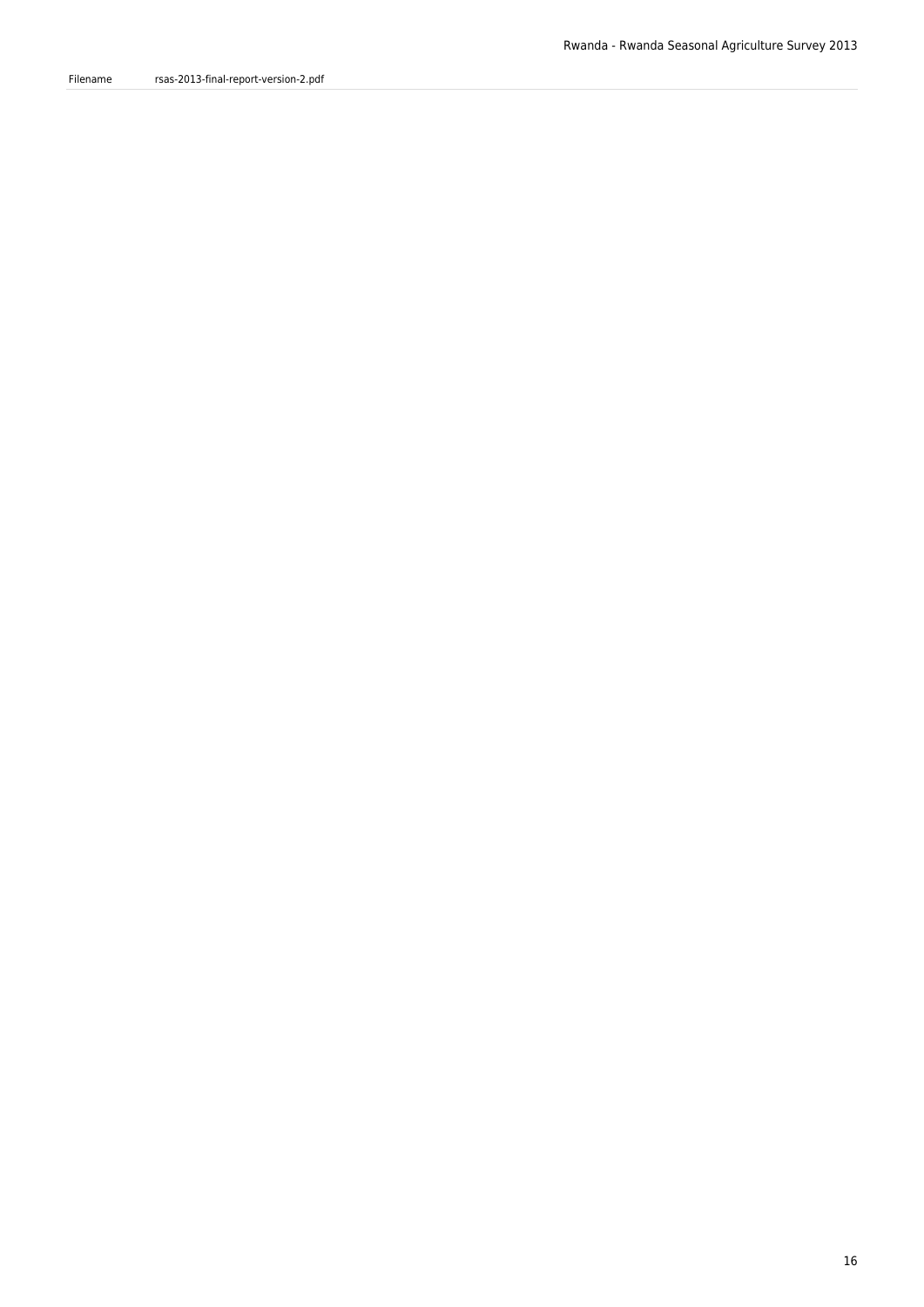| | |
|---|---|
| Filename | rsas-2013-final-report-version-2.pdf |